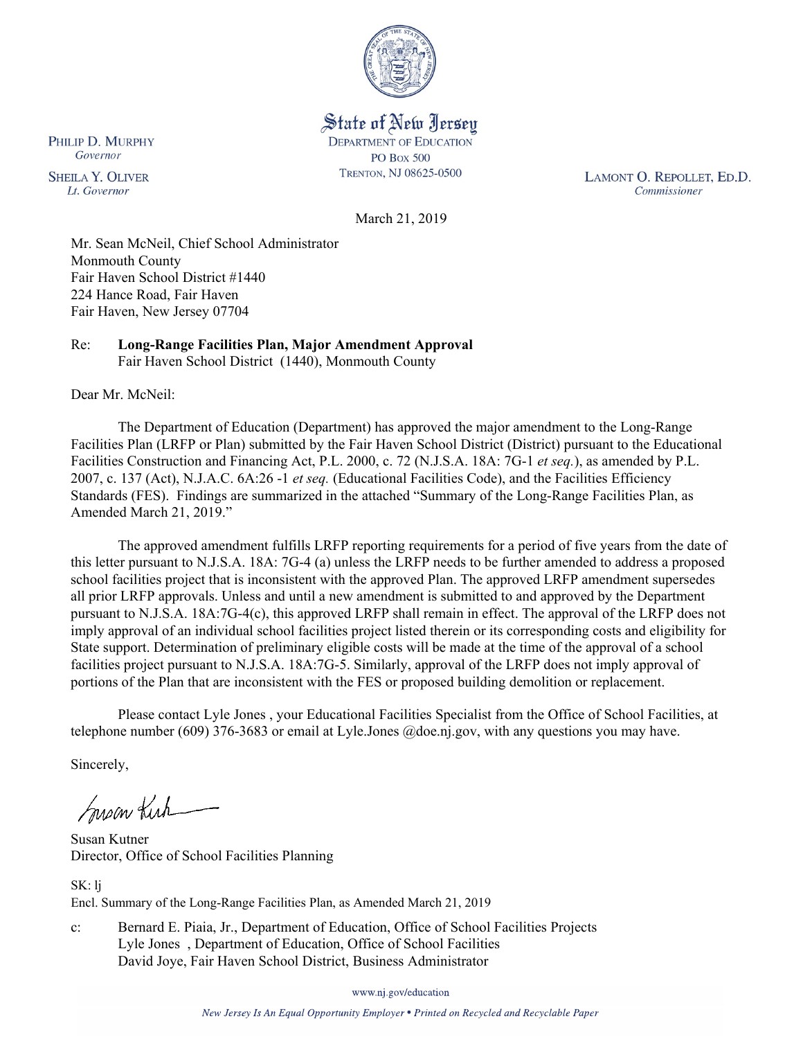State of New Jersey
DEPARTMENT OF EDUCATION
PO BOX 500
TRENTON, NJ 08625-0500

PHILIP D. MURPHY
*Governor*

SHEILA Y. OLIVER
*Lt. Governor*

LAMONT O. REPOLLET, ED.D.
*Commissioner*

March 21, 2019

Mr. Sean McNeil, Chief School Administrator
Monmouth County
Fair Haven School District #1440
224 Hance Road, Fair Haven
Fair Haven, New Jersey 07704

Re: **Long-Range Facilities Plan, Major Amendment Approval**
Fair Haven School District (1440), Monmouth County

Dear Mr. McNeil:

The Department of Education (Department) has approved the major amendment to the Long-Range Facilities Plan (LRFP or Plan) submitted by the Fair Haven School District (District) pursuant to the Educational Facilities Construction and Financing Act, P.L. 2000, c. 72 (N.J.S.A. 18A: 7G-1 *et seq.*), as amended by P.L. 2007, c. 137 (Act), N.J.A.C. 6A:26 -1 *et seq.* (Educational Facilities Code), and the Facilities Efficiency Standards (FES). Findings are summarized in the attached "Summary of the Long-Range Facilities Plan, as Amended March 21, 2019."

The approved amendment fulfills LRFP reporting requirements for a period of five years from the date of this letter pursuant to N.J.S.A. 18A: 7G-4 (a) unless the LRFP needs to be further amended to address a proposed school facilities project that is inconsistent with the approved Plan. The approved LRFP amendment supersedes all prior LRFP approvals. Unless and until a new amendment is submitted to and approved by the Department pursuant to N.J.S.A. 18A:7G-4(c), this approved LRFP shall remain in effect. The approval of the LRFP does not imply approval of an individual school facilities project listed therein or its corresponding costs and eligibility for State support. Determination of preliminary eligible costs will be made at the time of the approval of a school facilities project pursuant to N.J.S.A. 18A:7G-5. Similarly, approval of the LRFP does not imply approval of portions of the Plan that are inconsistent with the FES or proposed building demolition or replacement.

Please contact Lyle Jones , your Educational Facilities Specialist from the Office of School Facilities, at telephone number (609) 376-3683 or email at Lyle.Jones @doe.nj.gov, with any questions you may have.

Sincerely,

Susan Kutner
Director, Office of School Facilities Planning

SK: lj
Encl. Summary of the Long-Range Facilities Plan, as Amended March 21, 2019

c: Bernard E. Piaia, Jr., Department of Education, Office of School Facilities Projects
Lyle Jones , Department of Education, Office of School Facilities
David Joye, Fair Haven School District, Business Administrator

www.nj.gov/education

*New Jersey Is An Equal Opportunity Employer • Printed on Recycled and Recyclable Paper*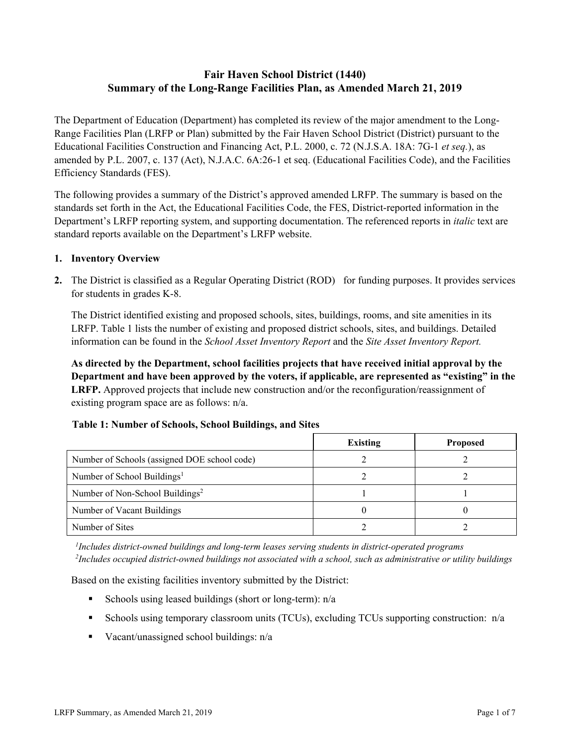# Fair Haven School District (1440)
# Summary of the Long-Range Facilities Plan, as Amended March 21, 2019

The Department of Education (Department) has completed its review of the major amendment to the Long-Range Facilities Plan (LRFP or Plan) submitted by the Fair Haven School District (District) pursuant to the Educational Facilities Construction and Financing Act, P.L. 2000, c. 72 (N.J.S.A. 18A: 7G-1 *et seq.*), as amended by P.L. 2007, c. 137 (Act), N.J.A.C. 6A:26-1 et seq. (Educational Facilities Code), and the Facilities Efficiency Standards (FES).

The following provides a summary of the District's approved amended LRFP. The summary is based on the standards set forth in the Act, the Educational Facilities Code, the FES, District-reported information in the Department's LRFP reporting system, and supporting documentation. The referenced reports in *italic* text are standard reports available on the Department's LRFP website.

1. **Inventory Overview**

2. The District is classified as a Regular Operating District (ROD) for funding purposes. It provides services for students in grades K-8.

   The District identified existing and proposed schools, sites, buildings, rooms, and site amenities in its LRFP. Table 1 lists the number of existing and proposed district schools, sites, and buildings. Detailed information can be found in the *School Asset Inventory Report* and the *Site Asset Inventory Report.*

   **As directed by the Department, school facilities projects that have received initial approval by the Department and have been approved by the voters, if applicable, are represented as "existing" in the LRFP.** Approved projects that include new construction and/or the reconfiguration/reassignment of existing program space are as follows: n/a.

**Table 1: Number of Schools, School Buildings, and Sites**

| | Existing | Proposed |
|---|---|---|
| Number of Schools (assigned DOE school code) | 2 | 2 |
| Number of School Buildings[1] | 2 | 2 |
| Number of Non-School Buildings[2] | 1 | 1 |
| Number of Vacant Buildings | 0 | 0 |
| Number of Sites | 2 | 2 |

*[1]Includes district-owned buildings and long-term leases serving students in district-operated programs*
*[2]Includes occupied district-owned buildings not associated with a school, such as administrative or utility buildings*

Based on the existing facilities inventory submitted by the District:

- Schools using leased buildings (short or long-term): n/a
- Schools using temporary classroom units (TCUs), excluding TCUs supporting construction: n/a
- Vacant/unassigned school buildings: n/a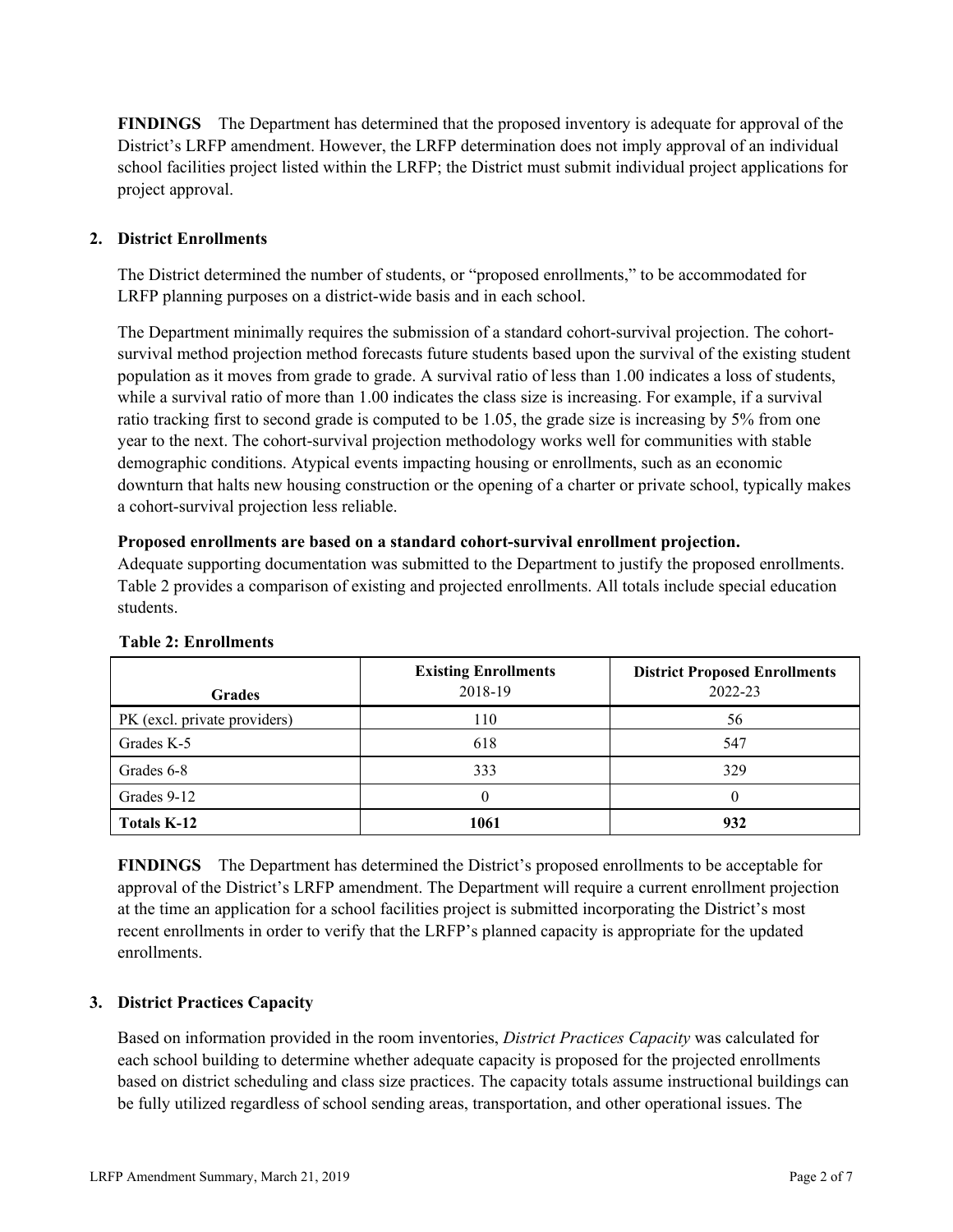**FINDINGS** The Department has determined that the proposed inventory is adequate for approval of the District's LRFP amendment. However, the LRFP determination does not imply approval of an individual school facilities project listed within the LRFP; the District must submit individual project applications for project approval.

## 2. District Enrollments

The District determined the number of students, or "proposed enrollments," to be accommodated for LRFP planning purposes on a district-wide basis and in each school.

The Department minimally requires the submission of a standard cohort-survival projection. The cohort-survival method projection method forecasts future students based upon the survival of the existing student population as it moves from grade to grade. A survival ratio of less than 1.00 indicates a loss of students, while a survival ratio of more than 1.00 indicates the class size is increasing. For example, if a survival ratio tracking first to second grade is computed to be 1.05, the grade size is increasing by 5% from one year to the next. The cohort-survival projection methodology works well for communities with stable demographic conditions. Atypical events impacting housing or enrollments, such as an economic downturn that halts new housing construction or the opening of a charter or private school, typically makes a cohort-survival projection less reliable.

**Proposed enrollments are based on a standard cohort-survival enrollment projection.**
Adequate supporting documentation was submitted to the Department to justify the proposed enrollments. Table 2 provides a comparison of existing and projected enrollments. All totals include special education students.

**Table 2: Enrollments**

| Grades | Existing Enrollments 2018-19 | District Proposed Enrollments 2022-23 |
|---|---|---|
| PK (excl. private providers) | 110 | 56 |
| Grades K-5 | 618 | 547 |
| Grades 6-8 | 333 | 329 |
| Grades 9-12 | 0 | 0 |
| **Totals K-12** | **1061** | **932** |

**FINDINGS** The Department has determined the District's proposed enrollments to be acceptable for approval of the District's LRFP amendment. The Department will require a current enrollment projection at the time an application for a school facilities project is submitted incorporating the District's most recent enrollments in order to verify that the LRFP's planned capacity is appropriate for the updated enrollments.

## 3. District Practices Capacity

Based on information provided in the room inventories, *District Practices Capacity* was calculated for each school building to determine whether adequate capacity is proposed for the projected enrollments based on district scheduling and class size practices. The capacity totals assume instructional buildings can be fully utilized regardless of school sending areas, transportation, and other operational issues. The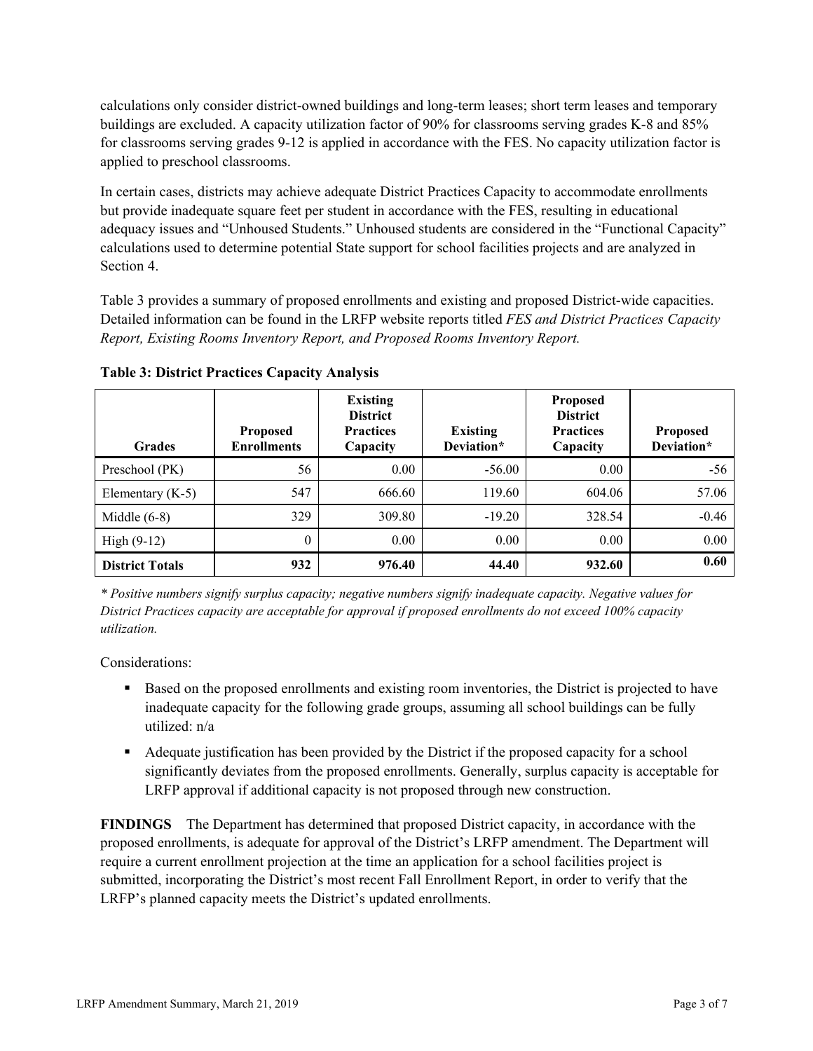calculations only consider district-owned buildings and long-term leases; short term leases and temporary buildings are excluded. A capacity utilization factor of 90% for classrooms serving grades K-8 and 85% for classrooms serving grades 9-12 is applied in accordance with the FES. No capacity utilization factor is applied to preschool classrooms.

In certain cases, districts may achieve adequate District Practices Capacity to accommodate enrollments but provide inadequate square feet per student in accordance with the FES, resulting in educational adequacy issues and "Unhoused Students." Unhoused students are considered in the "Functional Capacity" calculations used to determine potential State support for school facilities projects and are analyzed in Section 4.

Table 3 provides a summary of proposed enrollments and existing and proposed District-wide capacities. Detailed information can be found in the LRFP website reports titled *FES and District Practices Capacity Report, Existing Rooms Inventory Report, and Proposed Rooms Inventory Report.*

**Table 3: District Practices Capacity Analysis**

| Grades | Proposed Enrollments | Existing District Practices Capacity | Existing Deviation* | Proposed District Practices Capacity | Proposed Deviation* |
|---|---|---|---|---|---|
| Preschool (PK) | 56 | 0.00 | -56.00 | 0.00 | -56 |
| Elementary (K-5) | 547 | 666.60 | 119.60 | 604.06 | 57.06 |
| Middle (6-8) | 329 | 309.80 | -19.20 | 328.54 | -0.46 |
| High (9-12) | 0 | 0.00 | 0.00 | 0.00 | 0.00 |
| **District Totals** | **932** | **976.40** | **44.40** | **932.60** | **0.60** |

*\* Positive numbers signify surplus capacity; negative numbers signify inadequate capacity. Negative values for District Practices capacity are acceptable for approval if proposed enrollments do not exceed 100% capacity utilization.*

Considerations:

- Based on the proposed enrollments and existing room inventories, the District is projected to have inadequate capacity for the following grade groups, assuming all school buildings can be fully utilized: n/a
- Adequate justification has been provided by the District if the proposed capacity for a school significantly deviates from the proposed enrollments. Generally, surplus capacity is acceptable for LRFP approval if additional capacity is not proposed through new construction.

**FINDINGS** The Department has determined that proposed District capacity, in accordance with the proposed enrollments, is adequate for approval of the District's LRFP amendment. The Department will require a current enrollment projection at the time an application for a school facilities project is submitted, incorporating the District's most recent Fall Enrollment Report, in order to verify that the LRFP's planned capacity meets the District's updated enrollments.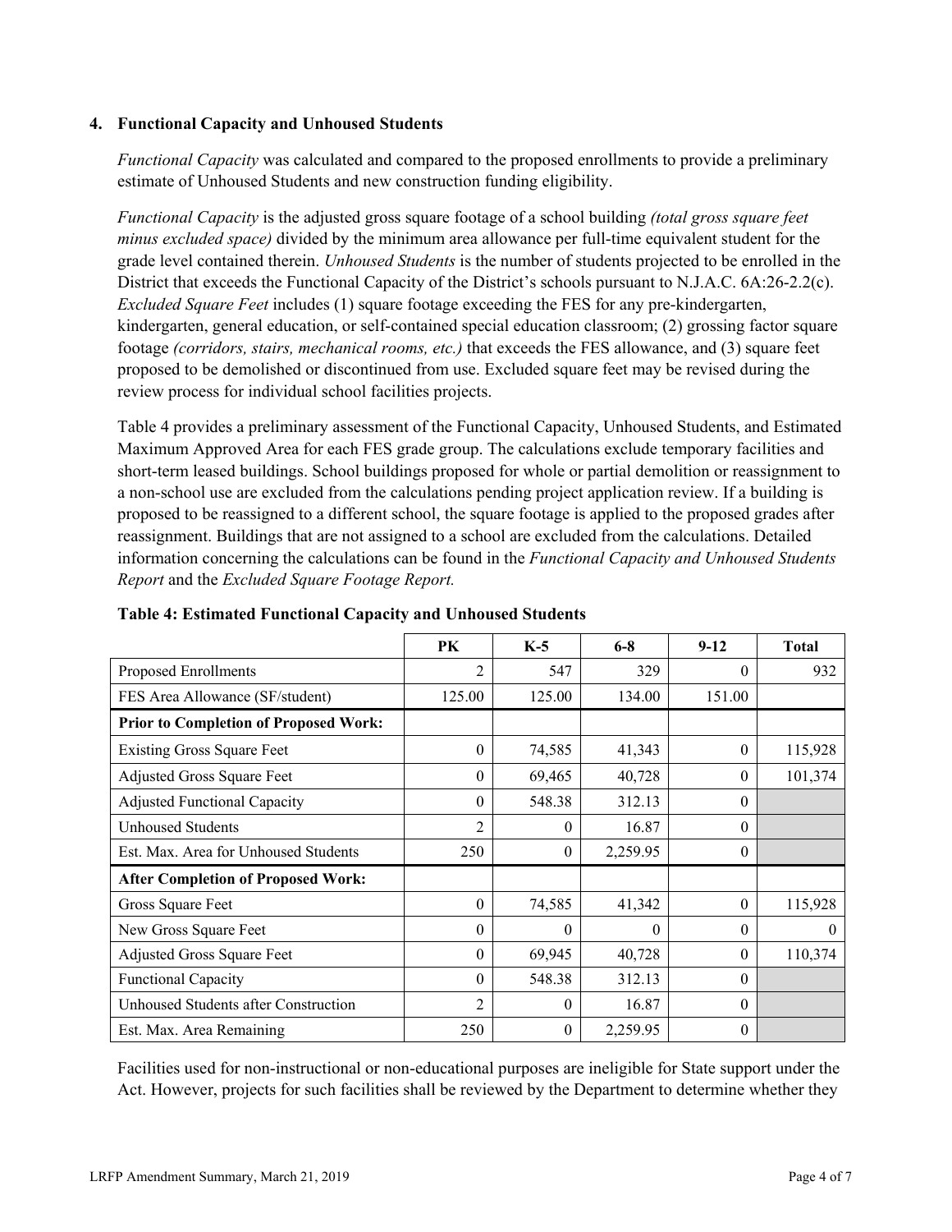### 4. Functional Capacity and Unhoused Students

*Functional Capacity* was calculated and compared to the proposed enrollments to provide a preliminary estimate of Unhoused Students and new construction funding eligibility.

*Functional Capacity* is the adjusted gross square footage of a school building *(total gross square feet minus excluded space)* divided by the minimum area allowance per full-time equivalent student for the grade level contained therein. *Unhoused Students* is the number of students projected to be enrolled in the District that exceeds the Functional Capacity of the District's schools pursuant to N.J.A.C. 6A:26-2.2(c). *Excluded Square Feet* includes (1) square footage exceeding the FES for any pre-kindergarten, kindergarten, general education, or self-contained special education classroom; (2) grossing factor square footage *(corridors, stairs, mechanical rooms, etc.)* that exceeds the FES allowance, and (3) square feet proposed to be demolished or discontinued from use. Excluded square feet may be revised during the review process for individual school facilities projects.

Table 4 provides a preliminary assessment of the Functional Capacity, Unhoused Students, and Estimated Maximum Approved Area for each FES grade group. The calculations exclude temporary facilities and short-term leased buildings. School buildings proposed for whole or partial demolition or reassignment to a non-school use are excluded from the calculations pending project application review. If a building is proposed to be reassigned to a different school, the square footage is applied to the proposed grades after reassignment. Buildings that are not assigned to a school are excluded from the calculations. Detailed information concerning the calculations can be found in the *Functional Capacity and Unhoused Students Report* and the *Excluded Square Footage Report.*

**Table 4: Estimated Functional Capacity and Unhoused Students**

| | PK | K-5 | 6-8 | 9-12 | Total |
|---|---|---|---|---|---|
| Proposed Enrollments | 2 | 547 | 329 | 0 | 932 |
| FES Area Allowance (SF/student) | 125.00 | 125.00 | 134.00 | 151.00 | |
| **Prior to Completion of Proposed Work:** | | | | | |
| Existing Gross Square Feet | 0 | 74,585 | 41,343 | 0 | 115,928 |
| Adjusted Gross Square Feet | 0 | 69,465 | 40,728 | 0 | 101,374 |
| Adjusted Functional Capacity | 0 | 548.38 | 312.13 | 0 | |
| Unhoused Students | 2 | 0 | 16.87 | 0 | |
| Est. Max. Area for Unhoused Students | 250 | 0 | 2,259.95 | 0 | |
| **After Completion of Proposed Work:** | | | | | |
| Gross Square Feet | 0 | 74,585 | 41,342 | 0 | 115,928 |
| New Gross Square Feet | 0 | 0 | 0 | 0 | 0 |
| Adjusted Gross Square Feet | 0 | 69,945 | 40,728 | 0 | 110,374 |
| Functional Capacity | 0 | 548.38 | 312.13 | 0 | |
| Unhoused Students after Construction | 2 | 0 | 16.87 | 0 | |
| Est. Max. Area Remaining | 250 | 0 | 2,259.95 | 0 | |

Facilities used for non-instructional or non-educational purposes are ineligible for State support under the Act. However, projects for such facilities shall be reviewed by the Department to determine whether they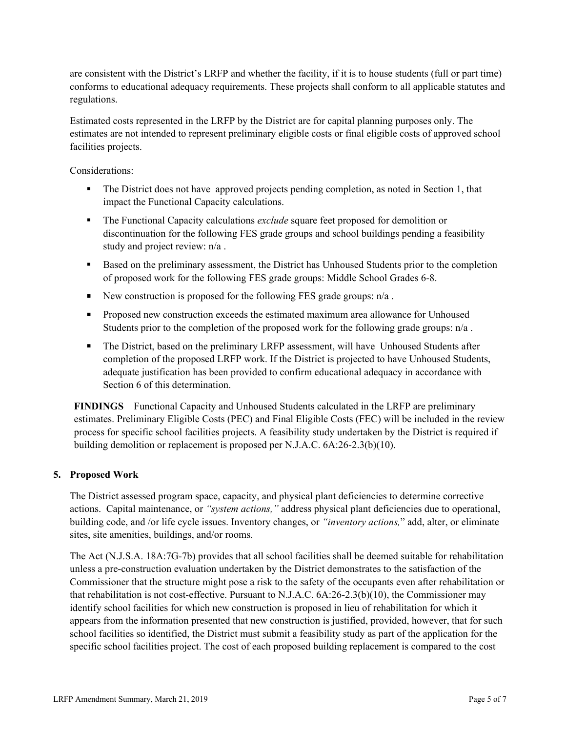are consistent with the District's LRFP and whether the facility, if it is to house students (full or part time) conforms to educational adequacy requirements. These projects shall conform to all applicable statutes and regulations.

Estimated costs represented in the LRFP by the District are for capital planning purposes only. The estimates are not intended to represent preliminary eligible costs or final eligible costs of approved school facilities projects.

Considerations:

- The District does not have approved projects pending completion, as noted in Section 1, that impact the Functional Capacity calculations.
- The Functional Capacity calculations *exclude* square feet proposed for demolition or discontinuation for the following FES grade groups and school buildings pending a feasibility study and project review: n/a .
- Based on the preliminary assessment, the District has Unhoused Students prior to the completion of proposed work for the following FES grade groups: Middle School Grades 6-8.
- New construction is proposed for the following FES grade groups: n/a .
- Proposed new construction exceeds the estimated maximum area allowance for Unhoused Students prior to the completion of the proposed work for the following grade groups: n/a .
- The District, based on the preliminary LRFP assessment, will have Unhoused Students after completion of the proposed LRFP work. If the District is projected to have Unhoused Students, adequate justification has been provided to confirm educational adequacy in accordance with Section 6 of this determination.

**FINDINGS** Functional Capacity and Unhoused Students calculated in the LRFP are preliminary estimates. Preliminary Eligible Costs (PEC) and Final Eligible Costs (FEC) will be included in the review process for specific school facilities projects. A feasibility study undertaken by the District is required if building demolition or replacement is proposed per N.J.A.C. 6A:26-2.3(b)(10).

## 5. Proposed Work

The District assessed program space, capacity, and physical plant deficiencies to determine corrective actions. Capital maintenance, or *"system actions,"* address physical plant deficiencies due to operational, building code, and /or life cycle issues. Inventory changes, or *"inventory actions,"* add, alter, or eliminate sites, site amenities, buildings, and/or rooms.

The Act (N.J.S.A. 18A:7G-7b) provides that all school facilities shall be deemed suitable for rehabilitation unless a pre-construction evaluation undertaken by the District demonstrates to the satisfaction of the Commissioner that the structure might pose a risk to the safety of the occupants even after rehabilitation or that rehabilitation is not cost-effective. Pursuant to N.J.A.C. 6A:26-2.3(b)(10), the Commissioner may identify school facilities for which new construction is proposed in lieu of rehabilitation for which it appears from the information presented that new construction is justified, provided, however, that for such school facilities so identified, the District must submit a feasibility study as part of the application for the specific school facilities project. The cost of each proposed building replacement is compared to the cost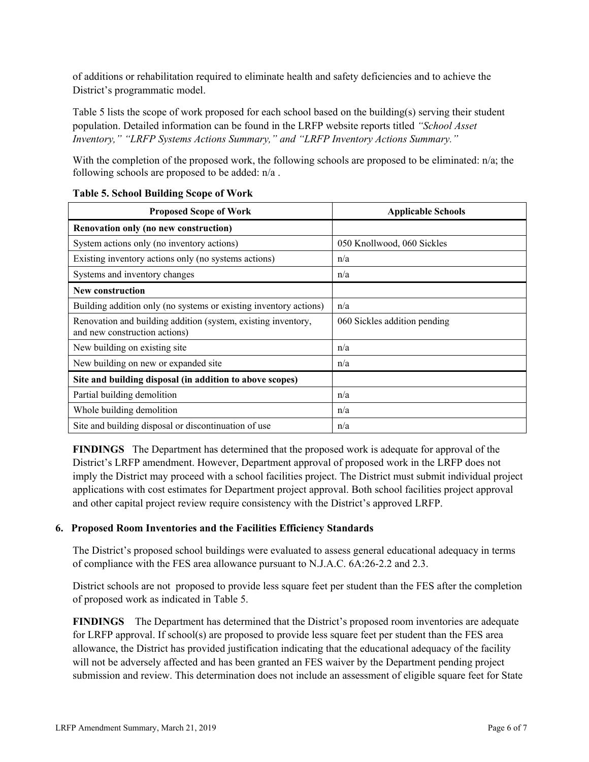of additions or rehabilitation required to eliminate health and safety deficiencies and to achieve the District's programmatic model.

Table 5 lists the scope of work proposed for each school based on the building(s) serving their student population. Detailed information can be found in the LRFP website reports titled *"School Asset Inventory," "LRFP Systems Actions Summary," and "LRFP Inventory Actions Summary."*

With the completion of the proposed work, the following schools are proposed to be eliminated: n/a; the following schools are proposed to be added: n/a .

**Table 5. School Building Scope of Work**

| Proposed Scope of Work | Applicable Schools |
|---|---|
| **Renovation only (no new construction)** | |
| System actions only (no inventory actions) | 050 Knollwood, 060 Sickles |
| Existing inventory actions only (no systems actions) | n/a |
| Systems and inventory changes | n/a |
| **New construction** | |
| Building addition only (no systems or existing inventory actions) | n/a |
| Renovation and building addition (system, existing inventory, and new construction actions) | 060 Sickles addition pending |
| New building on existing site | n/a |
| New building on new or expanded site | n/a |
| **Site and building disposal (in addition to above scopes)** | |
| Partial building demolition | n/a |
| Whole building demolition | n/a |
| Site and building disposal or discontinuation of use | n/a |

**FINDINGS** The Department has determined that the proposed work is adequate for approval of the District's LRFP amendment. However, Department approval of proposed work in the LRFP does not imply the District may proceed with a school facilities project. The District must submit individual project applications with cost estimates for Department project approval. Both school facilities project approval and other capital project review require consistency with the District's approved LRFP.

### 6. Proposed Room Inventories and the Facilities Efficiency Standards

The District's proposed school buildings were evaluated to assess general educational adequacy in terms of compliance with the FES area allowance pursuant to N.J.A.C. 6A:26-2.2 and 2.3.

District schools are not proposed to provide less square feet per student than the FES after the completion of proposed work as indicated in Table 5.

**FINDINGS** The Department has determined that the District's proposed room inventories are adequate for LRFP approval. If school(s) are proposed to provide less square feet per student than the FES area allowance, the District has provided justification indicating that the educational adequacy of the facility will not be adversely affected and has been granted an FES waiver by the Department pending project submission and review. This determination does not include an assessment of eligible square feet for State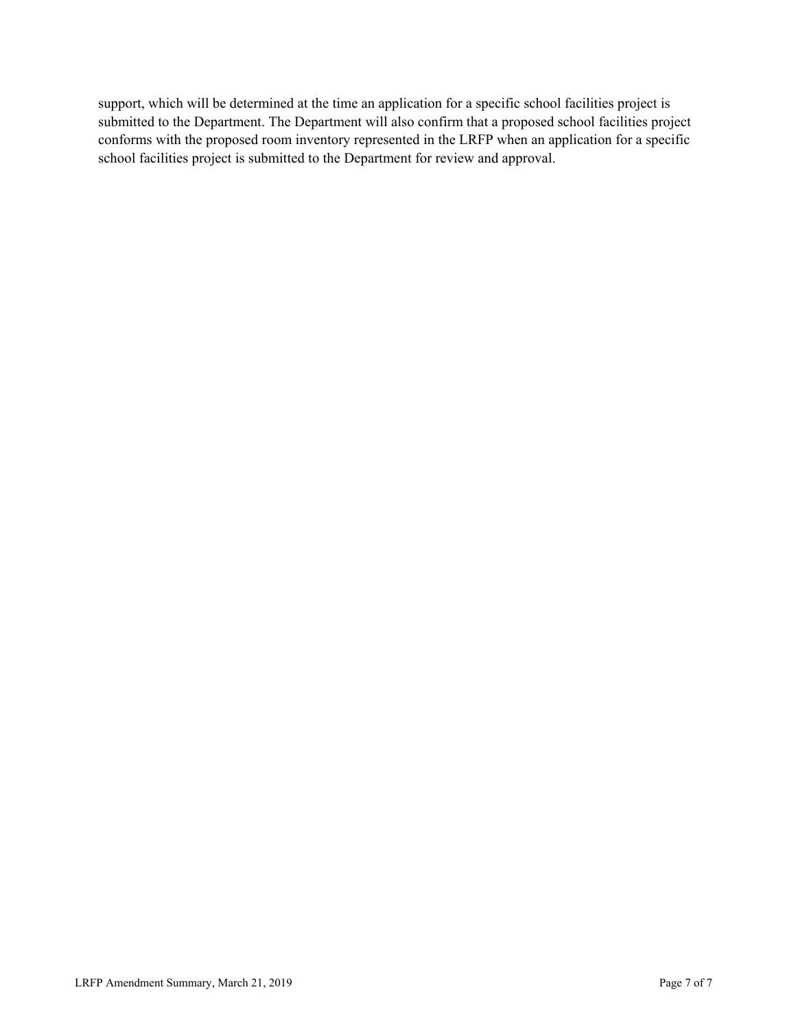support, which will be determined at the time an application for a specific school facilities project is submitted to the Department. The Department will also confirm that a proposed school facilities project conforms with the proposed room inventory represented in the LRFP when an application for a specific school facilities project is submitted to the Department for review and approval.